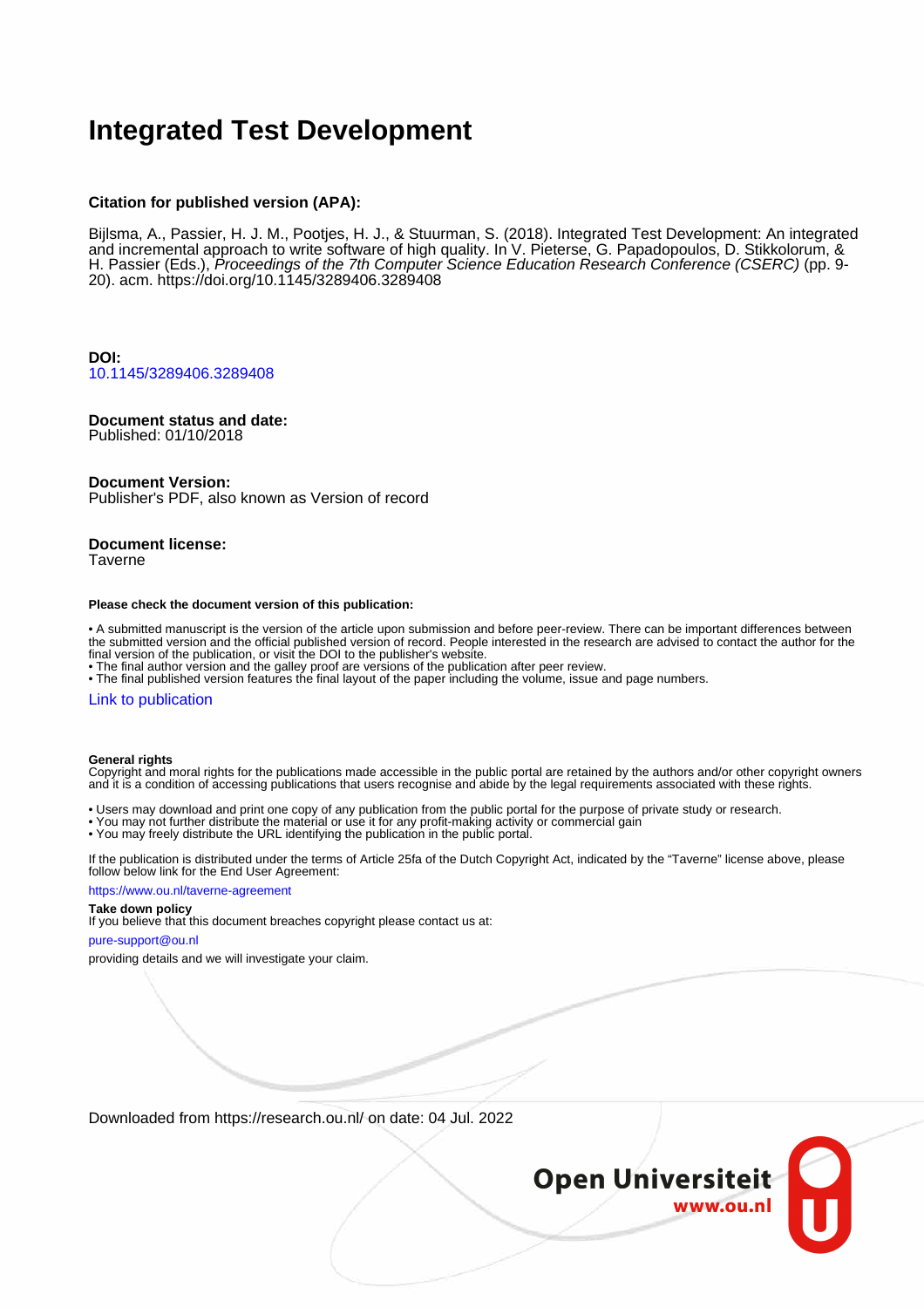# Integrated Test Development

**Citation for published version (APA):**

Bijlsma, A., Passier, H. J. M., Pootjes, H. J., & Stuurman, S. (2018). Integrated Test Development: An integrated and incremental approach to write software of high quality. In V. Pieterse, G. Papadopoulos, D. Stikkolorum, & H. Passier (Eds.), *Proceedings of the 7th Computer Science Education Research Conference (CSERC)* (pp. 9-20). acm. https://doi.org/10.1145/3289406.3289408

**DOI:**
10.1145/3289406.3289408

**Document status and date:**
Published: 01/10/2018

**Document Version:**
Publisher's PDF, also known as Version of record

**Document license:**
Taverne

**Please check the document version of this publication:**

• A submitted manuscript is the version of the article upon submission and before peer-review. There can be important differences between the submitted version and the official published version of record. People interested in the research are advised to contact the author for the final version of the publication, or visit the DOI to the publisher's website.
• The final author version and the galley proof are versions of the publication after peer review.
• The final published version features the final layout of the paper including the volume, issue and page numbers.

Link to publication

**General rights**
Copyright and moral rights for the publications made accessible in the public portal are retained by the authors and/or other copyright owners and it is a condition of accessing publications that users recognise and abide by the legal requirements associated with these rights.

• Users may download and print one copy of any publication from the public portal for the purpose of private study or research.
• You may not further distribute the material or use it for any profit-making activity or commercial gain
• You may freely distribute the URL identifying the publication in the public portal.

If the publication is distributed under the terms of Article 25fa of the Dutch Copyright Act, indicated by the "Taverne" license above, please follow below link for the End User Agreement:

https://www.ou.nl/taverne-agreement

**Take down policy**
If you believe that this document breaches copyright please contact us at:

pure-support@ou.nl

providing details and we will investigate your claim.

Downloaded from https://research.ou.nl/ on date: 04 Jul. 2022

Open Universiteit
www.ou.nl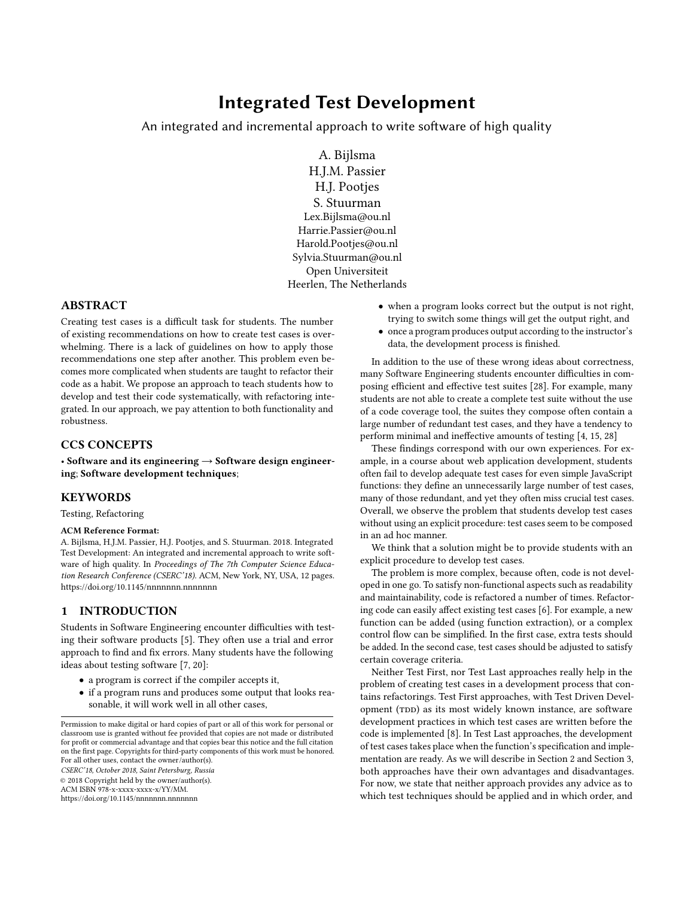# Integrated Test Development

An integrated and incremental approach to write software of high quality

A. Bijlsma
H.J.M. Passier
H.J. Pootjes
S. Stuurman
Lex.Bijlsma@ou.nl
Harrie.Passier@ou.nl
Harold.Pootjes@ou.nl
Sylvia.Stuurman@ou.nl
Open Universiteit
Heerlen, The Netherlands

## ABSTRACT

Creating test cases is a difficult task for students. The number of existing recommendations on how to create test cases is overwhelming. There is a lack of guidelines on how to apply those recommendations one step after another. This problem even becomes more complicated when students are taught to refactor their code as a habit. We propose an approach to teach students how to develop and test their code systematically, with refactoring integrated. In our approach, we pay attention to both functionality and robustness.

## CCS CONCEPTS

• **Software and its engineering → Software design engineering**; **Software development techniques**;

## KEYWORDS

Testing, Refactoring

**ACM Reference Format:**

A. Bijlsma, H.J.M. Passier, H.J. Pootjes, and S. Stuurman. 2018. Integrated Test Development: An integrated and incremental approach to write software of high quality. In *Proceedings of The 7th Computer Science Education Research Conference (CSERC'18).* ACM, New York, NY, USA, 12 pages. https://doi.org/10.1145/nnnnnnn.nnnnnnn

## 1 INTRODUCTION

Students in Software Engineering encounter difficulties with testing their software products [5]. They often use a trial and error approach to find and fix errors. Many students have the following ideas about testing software [7, 20]:

- a program is correct if the compiler accepts it,
- if a program runs and produces some output that looks reasonable, it will work well in all other cases,
- when a program looks correct but the output is not right, trying to switch some things will get the output right, and
- once a program produces output according to the instructor's data, the development process is finished.

In addition to the use of these wrong ideas about correctness, many Software Engineering students encounter difficulties in composing efficient and effective test suites [28]. For example, many students are not able to create a complete test suite without the use of a code coverage tool, the suites they compose often contain a large number of redundant test cases, and they have a tendency to perform minimal and ineffective amounts of testing [4, 15, 28]

These findings correspond with our own experiences. For example, in a course about web application development, students often fail to develop adequate test cases for even simple JavaScript functions: they define an unnecessarily large number of test cases, many of those redundant, and yet they often miss crucial test cases. Overall, we observe the problem that students develop test cases without using an explicit procedure: test cases seem to be composed in an ad hoc manner.

We think that a solution might be to provide students with an explicit procedure to develop test cases.

The problem is more complex, because often, code is not developed in one go. To satisfy non-functional aspects such as readability and maintainability, code is refactored a number of times. Refactoring code can easily affect existing test cases [6]. For example, a new function can be added (using function extraction), or a complex control flow can be simplified. In the first case, extra tests should be added. In the second case, test cases should be adjusted to satisfy certain coverage criteria.

Neither Test First, nor Test Last approaches really help in the problem of creating test cases in a development process that contains refactorings. Test First approaches, with Test Driven Development (TDD) as its most widely known instance, are software development practices in which test cases are written before the code is implemented [8]. In Test Last approaches, the development of test cases takes place when the function's specification and implementation are ready. As we will describe in Section 2 and Section 3, both approaches have their own advantages and disadvantages. For now, we state that neither approach provides any advice as to which test techniques should be applied and in which order, and

Permission to make digital or hard copies of part or all of this work for personal or classroom use is granted without fee provided that copies are not made or distributed for profit or commercial advantage and that copies bear this notice and the full citation on the first page. Copyrights for third-party components of this work must be honored. For all other uses, contact the owner/author(s).
*CSERC'18, October 2018, Saint Petersburg, Russia*
© 2018 Copyright held by the owner/author(s).
ACM ISBN 978-x-xxxx-xxxx-x/YY/MM.
https://doi.org/10.1145/nnnnnnn.nnnnnnn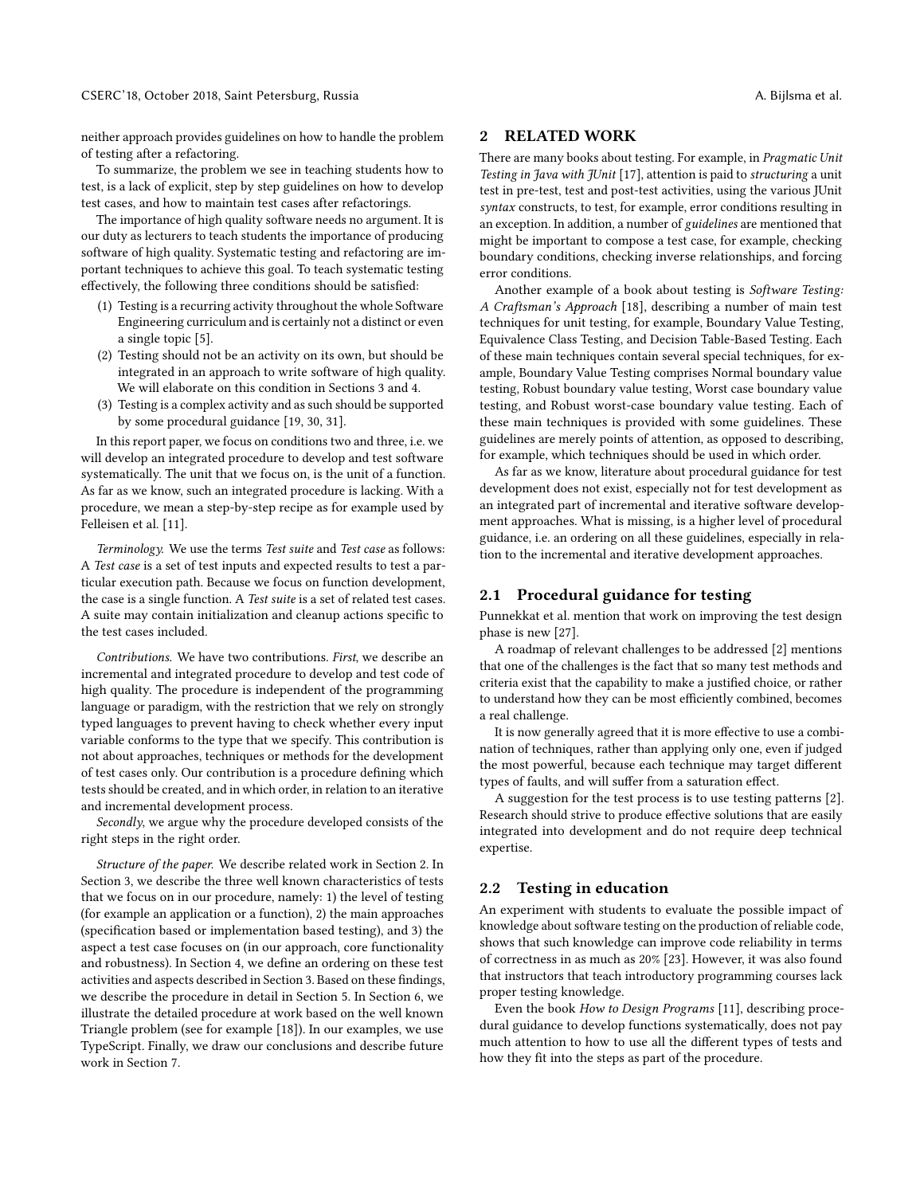neither approach provides guidelines on how to handle the problem of testing after a refactoring.

To summarize, the problem we see in teaching students how to test, is a lack of explicit, step by step guidelines on how to develop test cases, and how to maintain test cases after refactorings.

The importance of high quality software needs no argument. It is our duty as lecturers to teach students the importance of producing software of high quality. Systematic testing and refactoring are important techniques to achieve this goal. To teach systematic testing effectively, the following three conditions should be satisfied:

1. Testing is a recurring activity throughout the whole Software Engineering curriculum and is certainly not a distinct or even a single topic [5].
2. Testing should not be an activity on its own, but should be integrated in an approach to write software of high quality. We will elaborate on this condition in Sections 3 and 4.
3. Testing is a complex activity and as such should be supported by some procedural guidance [19, 30, 31].

In this report paper, we focus on conditions two and three, i.e. we will develop an integrated procedure to develop and test software systematically. The unit that we focus on, is the unit of a function. As far as we know, such an integrated procedure is lacking. With a procedure, we mean a step-by-step recipe as for example used by Felleisen et al. [11].

*Terminology.* We use the terms *Test suite* and *Test case* as follows: A *Test case* is a set of test inputs and expected results to test a particular execution path. Because we focus on function development, the case is a single function. A *Test suite* is a set of related test cases. A suite may contain initialization and cleanup actions specific to the test cases included.

*Contributions.* We have two contributions. *First*, we describe an incremental and integrated procedure to develop and test code of high quality. The procedure is independent of the programming language or paradigm, with the restriction that we rely on strongly typed languages to prevent having to check whether every input variable conforms to the type that we specify. This contribution is not about approaches, techniques or methods for the development of test cases only. Our contribution is a procedure defining which tests should be created, and in which order, in relation to an iterative and incremental development process.

*Secondly*, we argue why the procedure developed consists of the right steps in the right order.

*Structure of the paper.* We describe related work in Section 2. In Section 3, we describe the three well known characteristics of tests that we focus on in our procedure, namely: 1) the level of testing (for example an application or a function), 2) the main approaches (specification based or implementation based testing), and 3) the aspect a test case focuses on (in our approach, core functionality and robustness). In Section 4, we define an ordering on these test activities and aspects described in Section 3. Based on these findings, we describe the procedure in detail in Section 5. In Section 6, we illustrate the detailed procedure at work based on the well known Triangle problem (see for example [18]). In our examples, we use TypeScript. Finally, we draw our conclusions and describe future work in Section 7.

## 2 RELATED WORK

There are many books about testing. For example, in *Pragmatic Unit Testing in Java with JUnit* [17], attention is paid to *structuring* a unit test in pre-test, test and post-test activities, using the various JUnit *syntax* constructs, to test, for example, error conditions resulting in an exception. In addition, a number of *guidelines* are mentioned that might be important to compose a test case, for example, checking boundary conditions, checking inverse relationships, and forcing error conditions.

Another example of a book about testing is *Software Testing: A Craftsman's Approach* [18], describing a number of main test techniques for unit testing, for example, Boundary Value Testing, Equivalence Class Testing, and Decision Table-Based Testing. Each of these main techniques contain several special techniques, for example, Boundary Value Testing comprises Normal boundary value testing, Robust boundary value testing, Worst case boundary value testing, and Robust worst-case boundary value testing. Each of these main techniques is provided with some guidelines. These guidelines are merely points of attention, as opposed to describing, for example, which techniques should be used in which order.

As far as we know, literature about procedural guidance for test development does not exist, especially not for test development as an integrated part of incremental and iterative software development approaches. What is missing, is a higher level of procedural guidance, i.e. an ordering on all these guidelines, especially in relation to the incremental and iterative development approaches.

### 2.1 Procedural guidance for testing

Punnekkat et al. mention that work on improving the test design phase is new [27].

A roadmap of relevant challenges to be addressed [2] mentions that one of the challenges is the fact that so many test methods and criteria exist that the capability to make a justified choice, or rather to understand how they can be most efficiently combined, becomes a real challenge.

It is now generally agreed that it is more effective to use a combination of techniques, rather than applying only one, even if judged the most powerful, because each technique may target different types of faults, and will suffer from a saturation effect.

A suggestion for the test process is to use testing patterns [2]. Research should strive to produce effective solutions that are easily integrated into development and do not require deep technical expertise.

### 2.2 Testing in education

An experiment with students to evaluate the possible impact of knowledge about software testing on the production of reliable code, shows that such knowledge can improve code reliability in terms of correctness in as much as 20% [23]. However, it was also found that instructors that teach introductory programming courses lack proper testing knowledge.

Even the book *How to Design Programs* [11], describing procedural guidance to develop functions systematically, does not pay much attention to how to use all the different types of tests and how they fit into the steps as part of the procedure.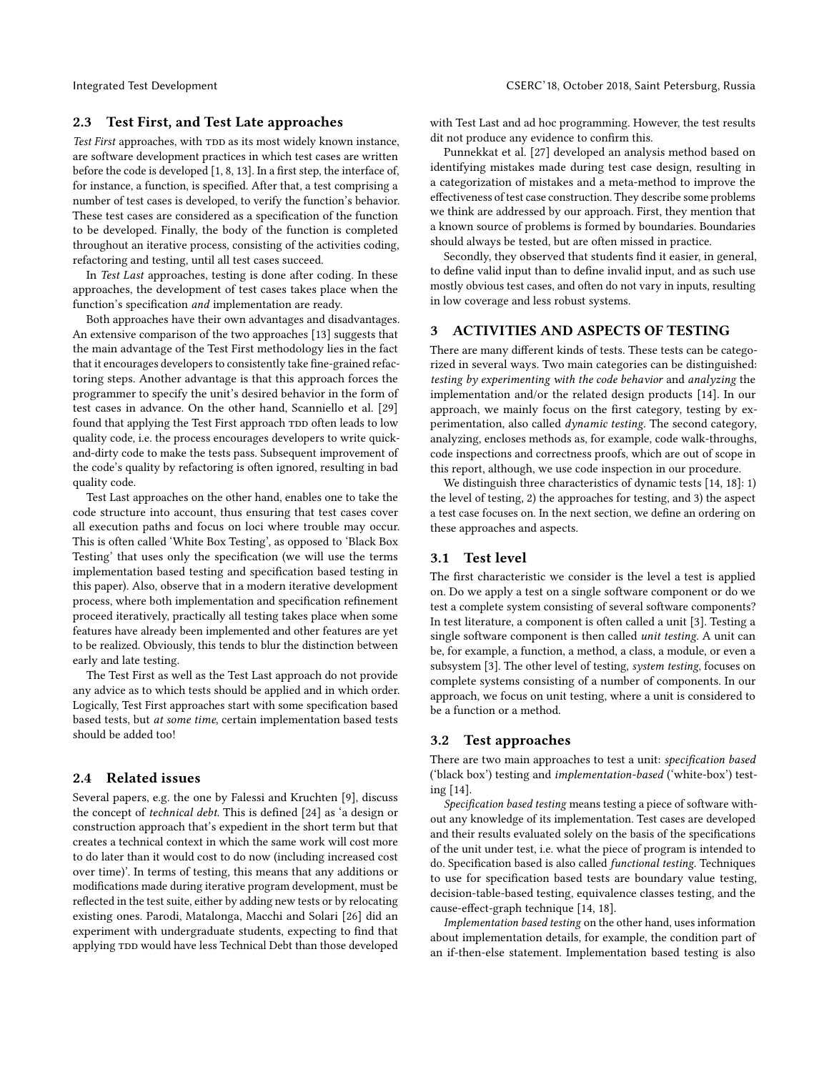## 2.3 Test First, and Test Late approaches

*Test First* approaches, with TDD as its most widely known instance, are software development practices in which test cases are written before the code is developed [1, 8, 13]. In a first step, the interface of, for instance, a function, is specified. After that, a test comprising a number of test cases is developed, to verify the function's behavior. These test cases are considered as a specification of the function to be developed. Finally, the body of the function is completed throughout an iterative process, consisting of the activities coding, refactoring and testing, until all test cases succeed.

In *Test Last* approaches, testing is done after coding. In these approaches, the development of test cases takes place when the function's specification *and* implementation are ready.

Both approaches have their own advantages and disadvantages. An extensive comparison of the two approaches [13] suggests that the main advantage of the Test First methodology lies in the fact that it encourages developers to consistently take fine-grained refactoring steps. Another advantage is that this approach forces the programmer to specify the unit's desired behavior in the form of test cases in advance. On the other hand, Scanniello et al. [29] found that applying the Test First approach TDD often leads to low quality code, i.e. the process encourages developers to write quick-and-dirty code to make the tests pass. Subsequent improvement of the code's quality by refactoring is often ignored, resulting in bad quality code.

Test Last approaches on the other hand, enables one to take the code structure into account, thus ensuring that test cases cover all execution paths and focus on loci where trouble may occur. This is often called 'White Box Testing', as opposed to 'Black Box Testing' that uses only the specification (we will use the terms implementation based testing and specification based testing in this paper). Also, observe that in a modern iterative development process, where both implementation and specification refinement proceed iteratively, practically all testing takes place when some features have already been implemented and other features are yet to be realized. Obviously, this tends to blur the distinction between early and late testing.

The Test First as well as the Test Last approach do not provide any advice as to which tests should be applied and in which order. Logically, Test First approaches start with some specification based based tests, but *at some time*, certain implementation based tests should be added too!

## 2.4 Related issues

Several papers, e.g. the one by Falessi and Kruchten [9], discuss the concept of *technical debt*. This is defined [24] as 'a design or construction approach that's expedient in the short term but that creates a technical context in which the same work will cost more to do later than it would cost to do now (including increased cost over time)'. In terms of testing, this means that any additions or modifications made during iterative program development, must be reflected in the test suite, either by adding new tests or by relocating existing ones. Parodi, Matalonga, Macchi and Solari [26] did an experiment with undergraduate students, expecting to find that applying TDD would have less Technical Debt than those developed with Test Last and ad hoc programming. However, the test results dit not produce any evidence to confirm this.

Punnekkat et al. [27] developed an analysis method based on identifying mistakes made during test case design, resulting in a categorization of mistakes and a meta-method to improve the effectiveness of test case construction. They describe some problems we think are addressed by our approach. First, they mention that a known source of problems is formed by boundaries. Boundaries should always be tested, but are often missed in practice.

Secondly, they observed that students find it easier, in general, to define valid input than to define invalid input, and as such use mostly obvious test cases, and often do not vary in inputs, resulting in low coverage and less robust systems.

# 3 ACTIVITIES AND ASPECTS OF TESTING

There are many different kinds of tests. These tests can be categorized in several ways. Two main categories can be distinguished: *testing by experimenting with the code behavior* and *analyzing* the implementation and/or the related design products [14]. In our approach, we mainly focus on the first category, testing by experimentation, also called *dynamic testing*. The second category, analyzing, encloses methods as, for example, code walk-throughs, code inspections and correctness proofs, which are out of scope in this report, although, we use code inspection in our procedure.

We distinguish three characteristics of dynamic tests [14, 18]: 1) the level of testing, 2) the approaches for testing, and 3) the aspect a test case focuses on. In the next section, we define an ordering on these approaches and aspects.

## 3.1 Test level

The first characteristic we consider is the level a test is applied on. Do we apply a test on a single software component or do we test a complete system consisting of several software components? In test literature, a component is often called a unit [3]. Testing a single software component is then called *unit testing*. A unit can be, for example, a function, a method, a class, a module, or even a subsystem [3]. The other level of testing, *system testing*, focuses on complete systems consisting of a number of components. In our approach, we focus on unit testing, where a unit is considered to be a function or a method.

## 3.2 Test approaches

There are two main approaches to test a unit: *specification based* ('black box') testing and *implementation-based* ('white-box') testing [14].

*Specification based testing* means testing a piece of software without any knowledge of its implementation. Test cases are developed and their results evaluated solely on the basis of the specifications of the unit under test, i.e. what the piece of program is intended to do. Specification based is also called *functional testing*. Techniques to use for specification based tests are boundary value testing, decision-table-based testing, equivalence classes testing, and the cause-effect-graph technique [14, 18].

*Implementation based testing* on the other hand, uses information about implementation details, for example, the condition part of an if-then-else statement. Implementation based testing is also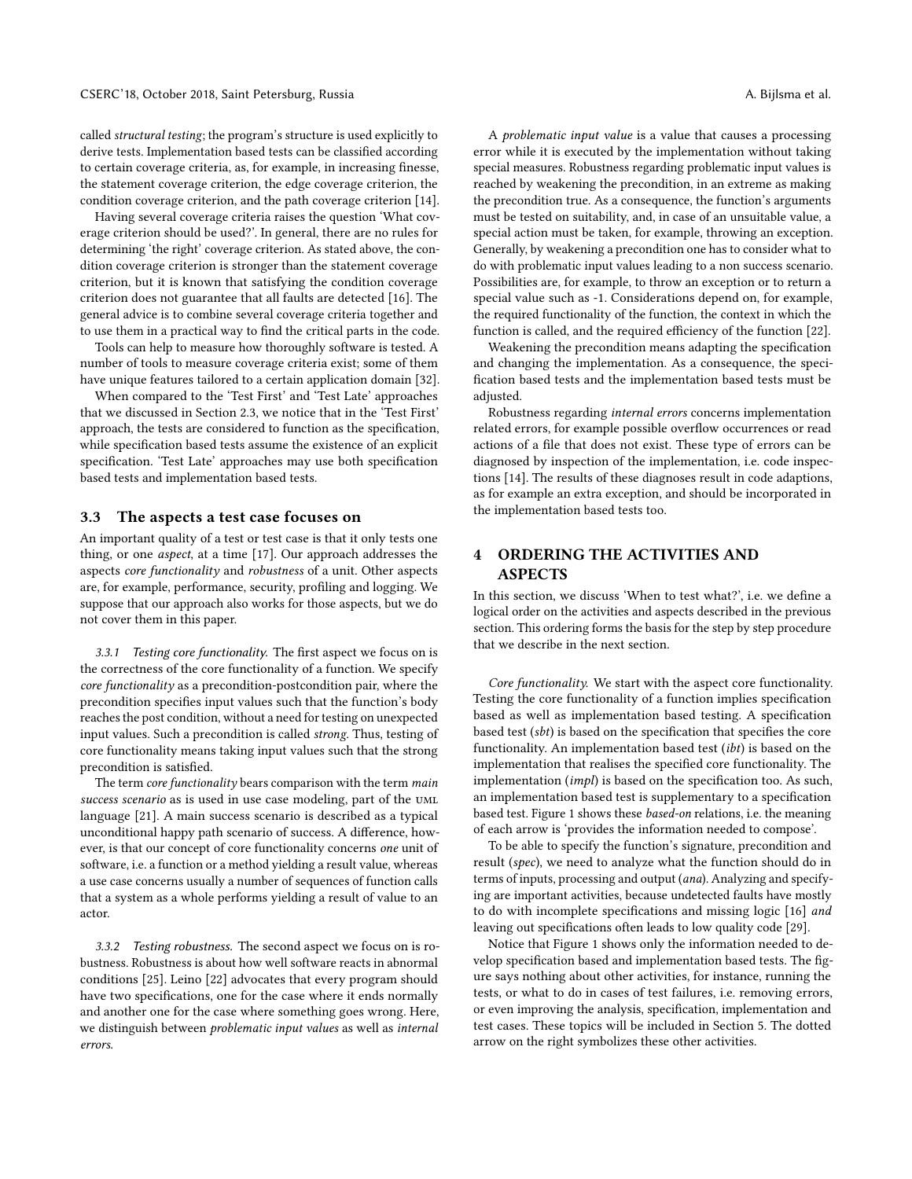called *structural testing*; the program's structure is used explicitly to derive tests. Implementation based tests can be classified according to certain coverage criteria, as, for example, in increasing finesse, the statement coverage criterion, the edge coverage criterion, the condition coverage criterion, and the path coverage criterion [14].

Having several coverage criteria raises the question 'What coverage criterion should be used?'. In general, there are no rules for determining 'the right' coverage criterion. As stated above, the condition coverage criterion is stronger than the statement coverage criterion, but it is known that satisfying the condition coverage criterion does not guarantee that all faults are detected [16]. The general advice is to combine several coverage criteria together and to use them in a practical way to find the critical parts in the code.

Tools can help to measure how thoroughly software is tested. A number of tools to measure coverage criteria exist; some of them have unique features tailored to a certain application domain [32].

When compared to the 'Test First' and 'Test Late' approaches that we discussed in Section 2.3, we notice that in the 'Test First' approach, the tests are considered to function as the specification, while specification based tests assume the existence of an explicit specification. 'Test Late' approaches may use both specification based tests and implementation based tests.

### 3.3 The aspects a test case focuses on

An important quality of a test or test case is that it only tests one thing, or one *aspect*, at a time [17]. Our approach addresses the aspects *core functionality* and *robustness* of a unit. Other aspects are, for example, performance, security, profiling and logging. We suppose that our approach also works for those aspects, but we do not cover them in this paper.

*3.3.1 Testing core functionality.* The first aspect we focus on is the correctness of the core functionality of a function. We specify *core functionality* as a precondition-postcondition pair, where the precondition specifies input values such that the function's body reaches the post condition, without a need for testing on unexpected input values. Such a precondition is called *strong*. Thus, testing of core functionality means taking input values such that the strong precondition is satisfied.

The term *core functionality* bears comparison with the term *main success scenario* as is used in use case modeling, part of the UML language [21]. A main success scenario is described as a typical unconditional happy path scenario of success. A difference, however, is that our concept of core functionality concerns *one* unit of software, i.e. a function or a method yielding a result value, whereas a use case concerns usually a number of sequences of function calls that a system as a whole performs yielding a result of value to an actor.

*3.3.2 Testing robustness.* The second aspect we focus on is robustness. Robustness is about how well software reacts in abnormal conditions [25]. Leino [22] advocates that every program should have two specifications, one for the case where it ends normally and another one for the case where something goes wrong. Here, we distinguish between *problematic input values* as well as *internal errors*.

A *problematic input value* is a value that causes a processing error while it is executed by the implementation without taking special measures. Robustness regarding problematic input values is reached by weakening the precondition, in an extreme as making the precondition true. As a consequence, the function's arguments must be tested on suitability, and, in case of an unsuitable value, a special action must be taken, for example, throwing an exception. Generally, by weakening a precondition one has to consider what to do with problematic input values leading to a non success scenario. Possibilities are, for example, to throw an exception or to return a special value such as -1. Considerations depend on, for example, the required functionality of the function, the context in which the function is called, and the required efficiency of the function [22].

Weakening the precondition means adapting the specification and changing the implementation. As a consequence, the specification based tests and the implementation based tests must be adjusted.

Robustness regarding *internal errors* concerns implementation related errors, for example possible overflow occurrences or read actions of a file that does not exist. These type of errors can be diagnosed by inspection of the implementation, i.e. code inspections [14]. The results of these diagnoses result in code adaptions, as for example an extra exception, and should be incorporated in the implementation based tests too.

## 4 ORDERING THE ACTIVITIES AND ASPECTS

In this section, we discuss 'When to test what?', i.e. we define a logical order on the activities and aspects described in the previous section. This ordering forms the basis for the step by step procedure that we describe in the next section.

*Core functionality.* We start with the aspect core functionality. Testing the core functionality of a function implies specification based as well as implementation based testing. A specification based test (*sbt*) is based on the specification that specifies the core functionality. An implementation based test (*ibt*) is based on the implementation that realises the specified core functionality. The implementation (*impl*) is based on the specification too. As such, an implementation based test is supplementary to a specification based test. Figure 1 shows these *based-on* relations, i.e. the meaning of each arrow is 'provides the information needed to compose'.

To be able to specify the function's signature, precondition and result (*spec*), we need to analyze what the function should do in terms of inputs, processing and output (*ana*). Analyzing and specifying are important activities, because undetected faults have mostly to do with incomplete specifications and missing logic [16] *and* leaving out specifications often leads to low quality code [29].

Notice that Figure 1 shows only the information needed to develop specification based and implementation based tests. The figure says nothing about other activities, for instance, running the tests, or what to do in cases of test failures, i.e. removing errors, or even improving the analysis, specification, implementation and test cases. These topics will be included in Section 5. The dotted arrow on the right symbolizes these other activities.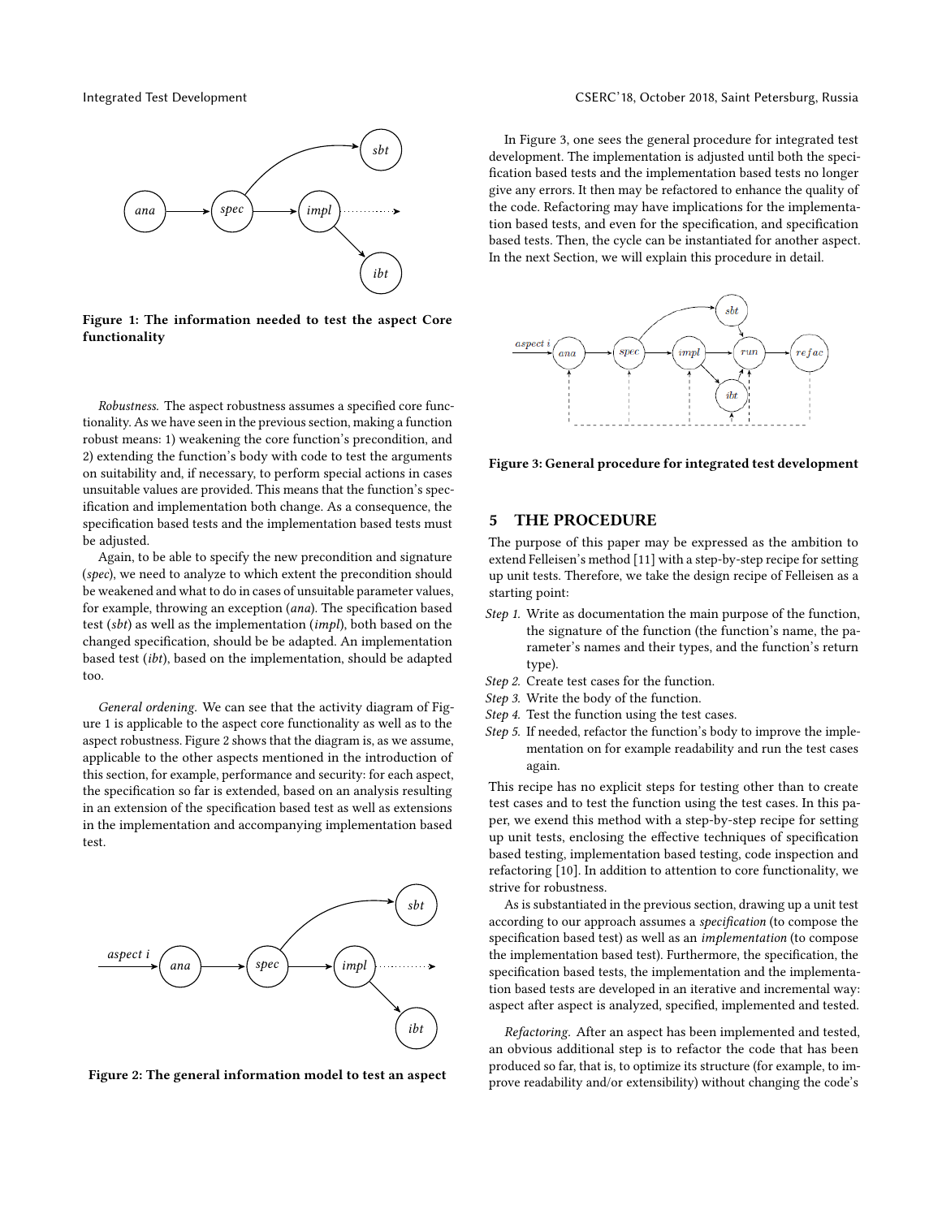Figure 1: The information needed to test the aspect Core functionality

*Robustness.* The aspect robustness assumes a specified core functionality. As we have seen in the previous section, making a function robust means: 1) weakening the core function's precondition, and 2) extending the function's body with code to test the arguments on suitability and, if necessary, to perform special actions in cases unsuitable values are provided. This means that the function's specification and implementation both change. As a consequence, the specification based tests and the implementation based tests must be adjusted.

Again, to be able to specify the new precondition and signature (*spec*), we need to analyze to which extent the precondition should be weakened and what to do in cases of unsuitable parameter values, for example, throwing an exception (*ana*). The specification based test (*sbt*) as well as the implementation (*impl*), both based on the changed specification, should be be adapted. An implementation based test (*ibt*), based on the implementation, should be adapted too.

*General ordering.* We can see that the activity diagram of Figure 1 is applicable to the aspect core functionality as well as to the aspect robustness. Figure 2 shows that the diagram is, as we assume, applicable to the other aspects mentioned in the introduction of this section, for example, performance and security: for each aspect, the specification so far is extended, based on an analysis resulting in an extension of the specification based test as well as extensions in the implementation and accompanying implementation based test.

Figure 2: The general information model to test an aspect

In Figure 3, one sees the general procedure for integrated test development. The implementation is adjusted until both the specification based tests and the implementation based tests no longer give any errors. It then may be refactored to enhance the quality of the code. Refactoring may have implications for the implementation based tests, and even for the specification, and specification based tests. Then, the cycle can be instantiated for another aspect. In the next Section, we will explain this procedure in detail.

Figure 3: General procedure for integrated test development

## 5 THE PROCEDURE

The purpose of this paper may be expressed as the ambition to extend Felleisen's method [11] with a step-by-step recipe for setting up unit tests. Therefore, we take the design recipe of Felleisen as a starting point:

- *Step 1.* Write as documentation the main purpose of the function, the signature of the function (the function's name, the parameter's names and their types, and the function's return type).
- *Step 2.* Create test cases for the function.
- *Step 3.* Write the body of the function.
- *Step 4.* Test the function using the test cases.
- *Step 5.* If needed, refactor the function's body to improve the implementation on for example readability and run the test cases again.

This recipe has no explicit steps for testing other than to create test cases and to test the function using the test cases. In this paper, we exend this method with a step-by-step recipe for setting up unit tests, enclosing the effective techniques of specification based testing, implementation based testing, code inspection and refactoring [10]. In addition to attention to core functionality, we strive for robustness.

As is substantiated in the previous section, drawing up a unit test according to our approach assumes a *specification* (to compose the specification based test) as well as an *implementation* (to compose the implementation based test). Furthermore, the specification, the specification based tests, the implementation and the implementation based tests are developed in an iterative and incremental way: aspect after aspect is analyzed, specified, implemented and tested.

*Refactoring.* After an aspect has been implemented and tested, an obvious additional step is to refactor the code that has been produced so far, that is, to optimize its structure (for example, to improve readability and/or extensibility) without changing the code's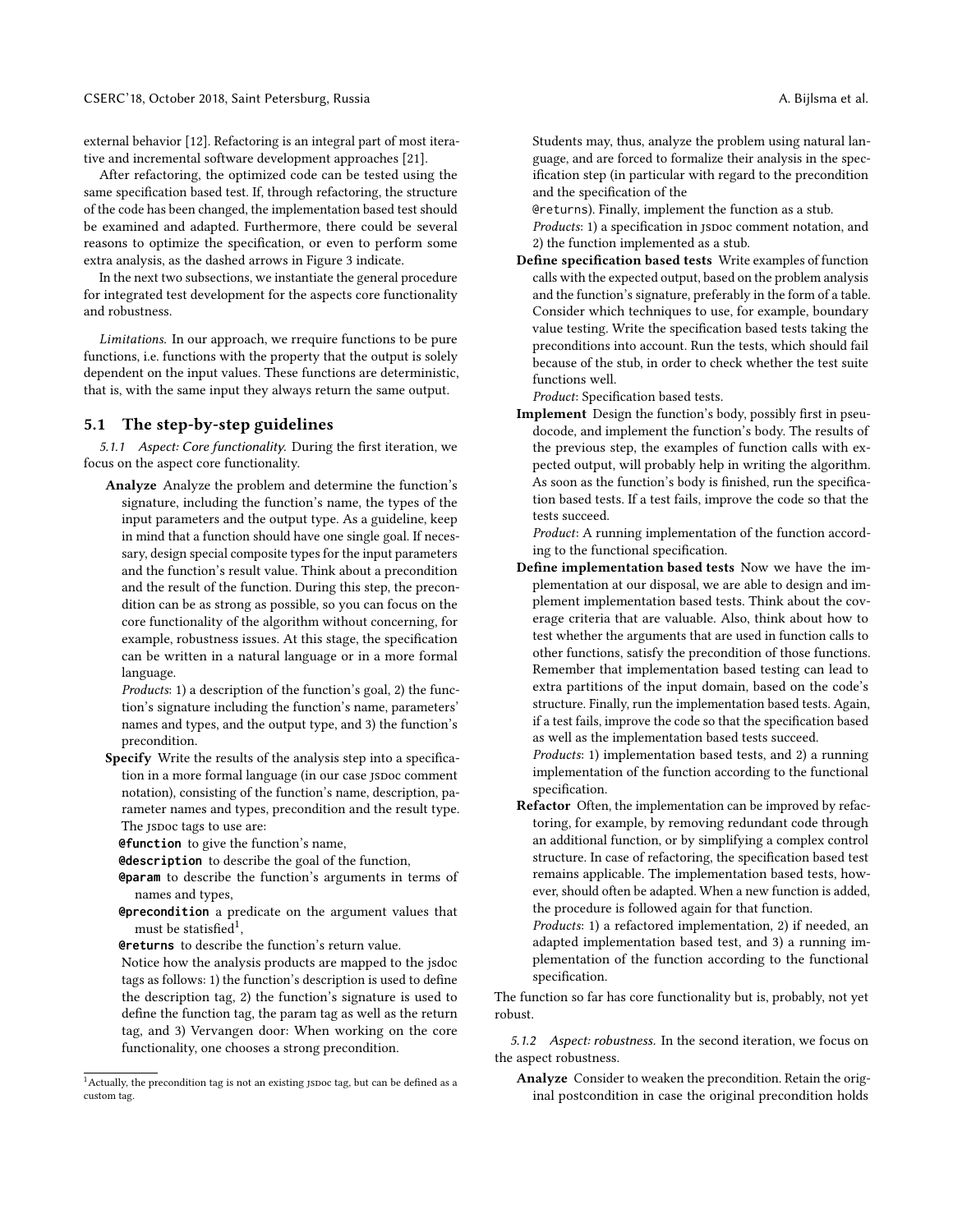external behavior [12]. Refactoring is an integral part of most iterative and incremental software development approaches [21].

After refactoring, the optimized code can be tested using the same specification based test. If, through refactoring, the structure of the code has been changed, the implementation based test should be examined and adapted. Furthermore, there could be several reasons to optimize the specification, or even to perform some extra analysis, as the dashed arrows in Figure 3 indicate.

In the next two subsections, we instantiate the general procedure for integrated test development for the aspects core functionality and robustness.

*Limitations.* In our approach, we rrequire functions to be pure functions, i.e. functions with the property that the output is solely dependent on the input values. These functions are deterministic, that is, with the same input they always return the same output.

## 5.1 The step-by-step guidelines

*5.1.1 Aspect: Core functionality.* During the first iteration, we focus on the aspect core functionality.

**Analyze** Analyze the problem and determine the function's signature, including the function's name, the types of the input parameters and the output type. As a guideline, keep in mind that a function should have one single goal. If necessary, design special composite types for the input parameters and the function's result value. Think about a precondition and the result of the function. During this step, the precondition can be as strong as possible, so you can focus on the core functionality of the algorithm without concerning, for example, robustness issues. At this stage, the specification can be written in a natural language or in a more formal language.

*Products*: 1) a description of the function's goal, 2) the function's signature including the function's name, parameters' names and types, and the output type, and 3) the function's precondition.

**Specify** Write the results of the analysis step into a specification in a more formal language (in our case JSDOC comment notation), consisting of the function's name, description, parameter names and types, precondition and the result type. The JSDOC tags to use are:

- **@function** to give the function's name,
- **@description** to describe the goal of the function,
- **@param** to describe the function's arguments in terms of names and types,
- **@precondition** a predicate on the argument values that must be statisfied[1],
- **@returns** to describe the function's return value.

Notice how the analysis products are mapped to the jsdoc tags as follows: 1) the function's description is used to define the description tag, 2) the function's signature is used to define the function tag, the param tag as well as the return tag, and 3) Vervangen door: When working on the core functionality, one chooses a strong precondition.

Students may, thus, analyze the problem using natural language, and are forced to formalize their analysis in the specification step (in particular with regard to the precondition and the specification of the `@returns`). Finally, implement the function as a stub.

*Products*: 1) a specification in JSDOC comment notation, and 2) the function implemented as a stub.

**Define specification based tests** Write examples of function calls with the expected output, based on the problem analysis and the function's signature, preferably in the form of a table. Consider which techniques to use, for example, boundary value testing. Write the specification based tests taking the preconditions into account. Run the tests, which should fail because of the stub, in order to check whether the test suite functions well.

*Product*: Specification based tests.

**Implement** Design the function's body, possibly first in pseudocode, and implement the function's body. The results of the previous step, the examples of function calls with expected output, will probably help in writing the algorithm. As soon as the function's body is finished, run the specification based tests. If a test fails, improve the code so that the tests succeed.

*Product*: A running implementation of the function according to the functional specification.

**Define implementation based tests** Now we have the implementation at our disposal, we are able to design and implement implementation based tests. Think about the coverage criteria that are valuable. Also, think about how to test whether the arguments that are used in function calls to other functions, satisfy the precondition of those functions. Remember that implementation based testing can lead to extra partitions of the input domain, based on the code's structure. Finally, run the implementation based tests. Again, if a test fails, improve the code so that the specification based as well as the implementation based tests succeed.

*Products*: 1) implementation based tests, and 2) a running implementation of the function according to the functional specification.

**Refactor** Often, the implementation can be improved by refactoring, for example, by removing redundant code through an additional function, or by simplifying a complex control structure. In case of refactoring, the specification based test remains applicable. The implementation based tests, however, should often be adapted. When a new function is added, the procedure is followed again for that function.

*Products*: 1) a refactored implementation, 2) if needed, an adapted implementation based test, and 3) a running implementation of the function according to the functional specification.

The function so far has core functionality but is, probably, not yet robust.

*5.1.2 Aspect: robustness.* In the second iteration, we focus on the aspect robustness.

**Analyze** Consider to weaken the precondition. Retain the original postcondition in case the original precondition holds

[1] Actually, the precondition tag is not an existing JSDOC tag, but can be defined as a custom tag.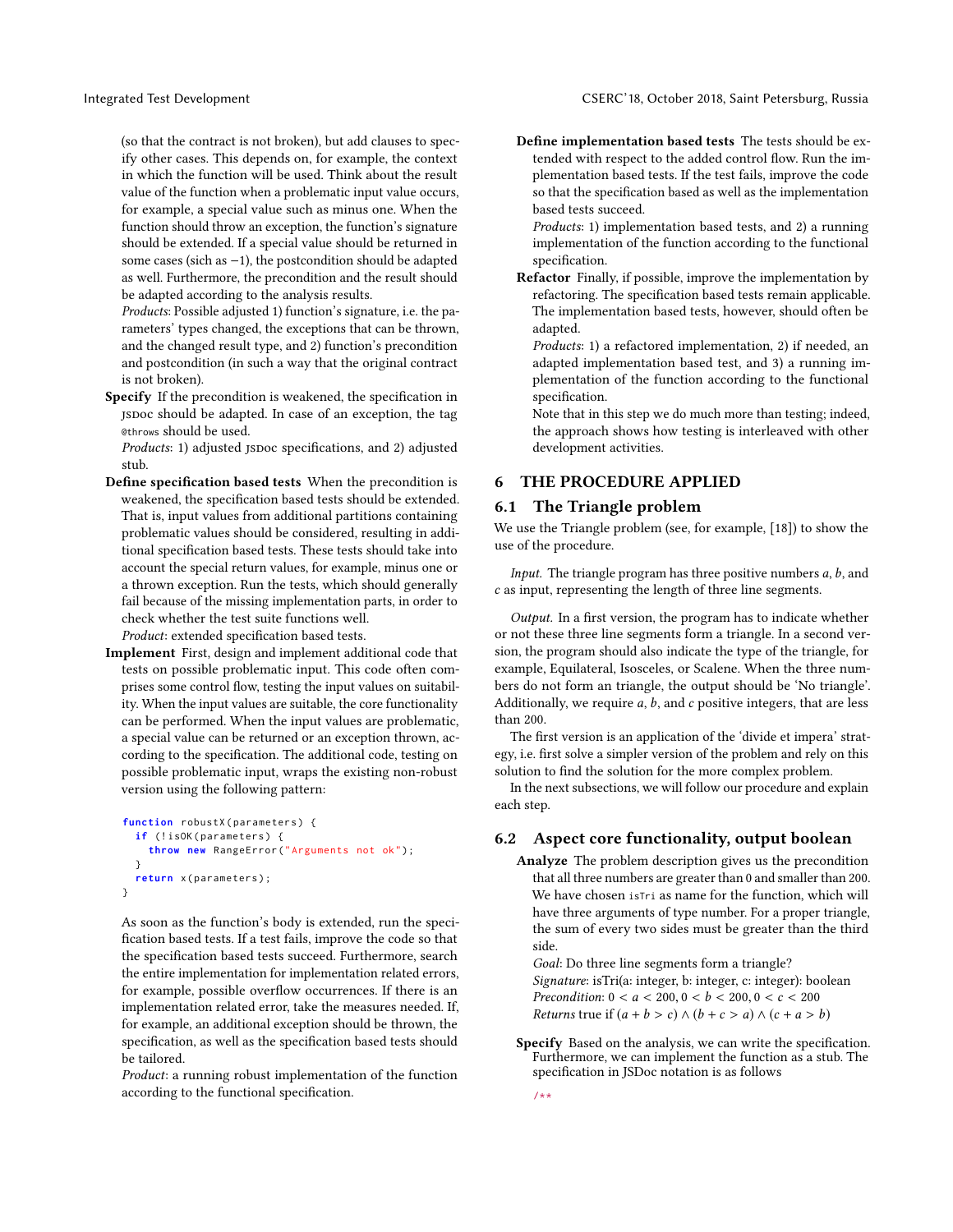(so that the contract is not broken), but add clauses to specify other cases. This depends on, for example, the context in which the function will be used. Think about the result value of the function when a problematic input value occurs, for example, a special value such as minus one. When the function should throw an exception, the function's signature should be extended. If a special value should be returned in some cases (sich as $-1$), the postcondition should be adapted as well. Furthermore, the precondition and the result should be adapted according to the analysis results.

*Products*: Possible adjusted 1) function's signature, i.e. the parameters' types changed, the exceptions that can be thrown, and the changed result type, and 2) function's precondition and postcondition (in such a way that the original contract is not broken).

**Specify** If the precondition is weakened, the specification in JSDoc should be adapted. In case of an exception, the tag `@throws` should be used.

*Products*: 1) adjusted JSDoc specifications, and 2) adjusted stub.

**Define specification based tests** When the precondition is weakened, the specification based tests should be extended. That is, input values from additional partitions containing problematic values should be considered, resulting in additional specification based tests. These tests should take into account the special return values, for example, minus one or a thrown exception. Run the tests, which should generally fail because of the missing implementation parts, in order to check whether the test suite functions well.

*Product*: extended specification based tests.

**Implement** First, design and implement additional code that tests on possible problematic input. This code often comprises some control flow, testing the input values on suitability. When the input values are suitable, the core functionality can be performed. When the input values are problematic, a special value can be returned or an exception thrown, according to the specification. The additional code, testing on possible problematic input, wraps the existing non-robust version using the following pattern:

```
function robustX(parameters) {
  if (!isOK(parameters) {
    throw new RangeError("Arguments not ok");
  }
  return x(parameters);
}
```

As soon as the function's body is extended, run the specification based tests. If a test fails, improve the code so that the specification based tests succeed. Furthermore, search the entire implementation for implementation related errors, for example, possible overflow occurrences. If there is an implementation related error, take the measures needed. If, for example, an additional exception should be thrown, the specification, as well as the specification based tests should be tailored.

*Product*: a running robust implementation of the function according to the functional specification.

**Define implementation based tests** The tests should be extended with respect to the added control flow. Run the implementation based tests. If the test fails, improve the code so that the specification based as well as the implementation based tests succeed.

*Products*: 1) implementation based tests, and 2) a running implementation of the function according to the functional specification.

**Refactor** Finally, if possible, improve the implementation by refactoring. The specification based tests remain applicable. The implementation based tests, however, should often be adapted.

*Products*: 1) a refactored implementation, 2) if needed, an adapted implementation based test, and 3) a running implementation of the function according to the functional specification.

Note that in this step we do much more than testing; indeed, the approach shows how testing is interleaved with other development activities.

## 6 THE PROCEDURE APPLIED

### 6.1 The Triangle problem

We use the Triangle problem (see, for example, [18]) to show the use of the procedure.

*Input.* The triangle program has three positive numbers $a$, $b$, and $c$ as input, representing the length of three line segments.

*Output.* In a first version, the program has to indicate whether or not these three line segments form a triangle. In a second version, the program should also indicate the type of the triangle, for example, Equilateral, Isosceles, or Scalene. When the three numbers do not form an triangle, the output should be 'No triangle'. Additionally, we require $a$, $b$, and $c$ positive integers, that are less than 200.

The first version is an application of the 'divide et impera' strategy, i.e. first solve a simpler version of the problem and rely on this solution to find the solution for the more complex problem.

In the next subsections, we will follow our procedure and explain each step.

### 6.2 Aspect core functionality, output boolean

**Analyze** The problem description gives us the precondition that all three numbers are greater than 0 and smaller than 200. We have chosen `isTri` as name for the function, which will have three arguments of type number. For a proper triangle, the sum of every two sides must be greater than the third side.

*Goal*: Do three line segments form a triangle?

*Signature*: isTri(a: integer, b: integer, c: integer): boolean

*Precondition*: $0 < a < 200, 0 < b < 200, 0 < c < 200$

*Returns* true if $(a + b > c) \wedge (b + c > a) \wedge (c + a > b)$

**Specify** Based on the analysis, we can write the specification. Furthermore, we can implement the function as a stub. The specification in JSDoc notation is as follows

```
/**
```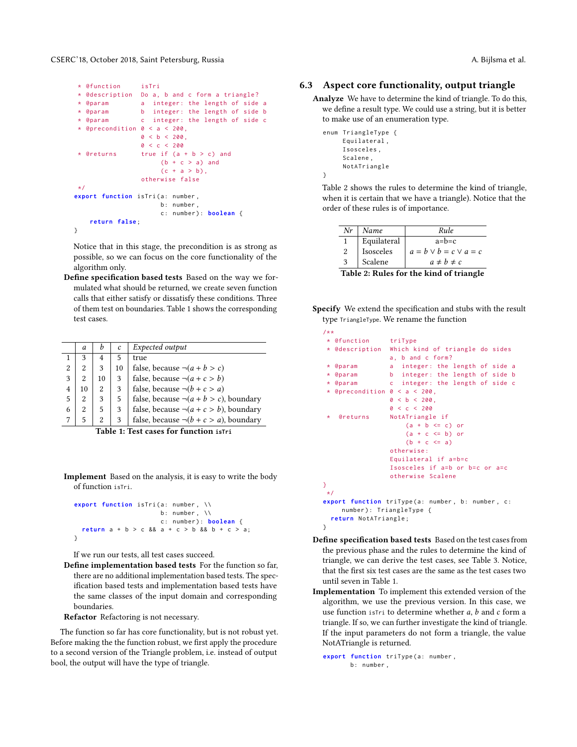```
 * @function     isTri
 * @description  Do a, b and c form a triangle?
 * @param        a  integer: the length of side a
 * @param        b  integer: the length of side b
 * @param        c  integer: the length of side c
 * @precondition 0 < a < 200,
                 0 < b < 200,
                 0 < c < 200
 * @returns      true if (a + b > c) and
                      (b + c > a) and
                      (c + a > b),
                 otherwise false
 */
export function isTri(a: number,
                      b: number,
                      c: number): boolean {
    return false;
}
```

Notice that in this stage, the precondition is as strong as possible, so we can focus on the core functionality of the algorithm only.

**Define specification based tests** Based on the way we formulated what should be returned, we create seven function calls that either satisfy or dissatisfy these conditions. Three of them test on boundaries. Table 1 shows the corresponding test cases.

|   | *a* | *b* | *c* | *Expected output* |
|---|---|---|---|---|
| 1 | 3 | 4 | 5 | true |
| 2 | 2 | 3 | 10 | false, because $\neg(a + b > c)$ |
| 3 | 2 | 10 | 3 | false, because $\neg(a + c > b)$ |
| 4 | 10 | 2 | 3 | false, because $\neg(b + c > a)$ |
| 5 | 2 | 3 | 5 | false, because $\neg(a + b > c)$, boundary |
| 6 | 2 | 5 | 3 | false, because $\neg(a + c > b)$, boundary |
| 7 | 5 | 2 | 3 | false, because $\neg(b + c > a)$, boundary |

**Table 1: Test cases for function `isTri`**

**Implement** Based on the analysis, it is easy to write the body of function `isTri`.

```
export function isTri(a: number, \\
                      b: number, \\
                      c: number): boolean {
  return a + b > c && a + c > b && b + c > a;
}
```

If we run our tests, all test cases succeed.

**Define implementation based tests** For the function so far, there are no additional implementation based tests. The specification based tests and implementation based tests have the same classes of the input domain and corresponding boundaries.

**Refactor** Refactoring is not necessary.

The function so far has core functionality, but is not robust yet. Before making the the function robust, we first apply the procedure to a second version of the Triangle problem, i.e. instead of output bool, the output will have the type of triangle.

## 6.3 Aspect core functionality, output triangle

**Analyze** We have to determine the kind of triangle. To do this, we define a result type. We could use a string, but it is better to make use of an enumeration type.

```
enum TriangleType {
     Equilateral,
     Isosceles,
     Scalene,
     NotATriangle
}
```

Table 2 shows the rules to determine the kind of triangle, when it is certain that we have a triangle). Notice that the order of these rules is of importance.

| *Nr* | *Name* | *Rule* |
|---|---|---|
| 1 | Equilateral | a=b=c |
| 2 | Isosceles | $a = b \lor b = c \lor a = c$ |
| 3 | Scalene | $a \neq b \neq c$ |

**Table 2: Rules for the kind of triangle**

**Specify** We extend the specification and stubs with the result type `TriangleType`. We rename the function

```
/**
 * @function     triType
 * @description  Which kind of triangle do sides
                 a, b and c form?
 * @param        a  integer: the length of side a
 * @param        b  integer: the length of side b
 * @param        c  integer: the length of side c
 * @precondition 0 < a < 200,
                 0 < b < 200,
                 0 < c < 200
 *  @returns     NotATriangle if
                     (a + b <= c) or
                     (a + c <= b) or
                     (b + c <= a)
                 otherwise:
                 Equilateral if a=b=c
                 Isosceles if a=b or b=c or a=c
                 otherwise Scalene
}
 */
export function triType(a: number, b: number, c:
     number): TriangleType {
  return NotATriangle;
}
```

**Define specification based tests** Based on the test cases from the previous phase and the rules to determine the kind of triangle, we can derive the test cases, see Table 3. Notice, that the first six test cases are the same as the test cases two until seven in Table 1.

**Implementation** To implement this extended version of the algorithm, we use the previous version. In this case, we use function `isTri` to determine whether *a*, *b* and *c* form a triangle. If so, we can further investigate the kind of triangle. If the input parameters do not form a triangle, the value NotATriangle is returned.

```
export function triType(a: number,
       b: number,
```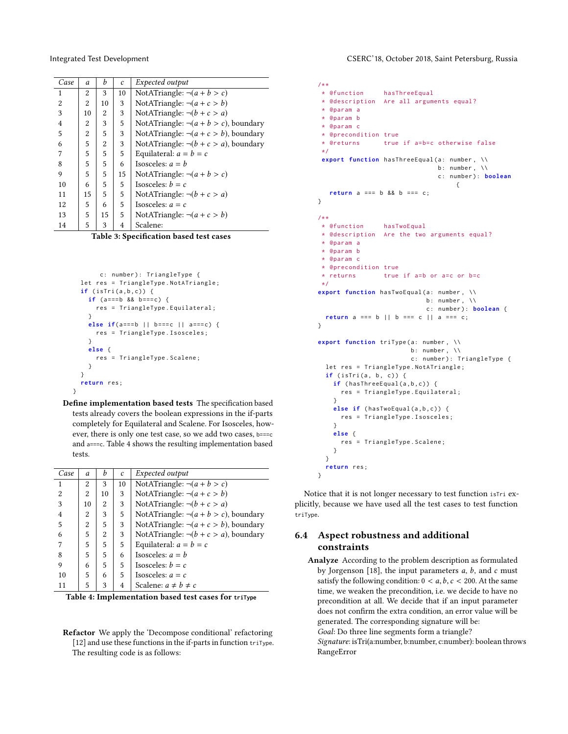| *Case* | *a* | *b* | *c* | *Expected output* |
|---|---|---|---|---|
| 1 | 2 | 3 | 10 | NotATriangle: $\neg(a + b > c)$ |
| 2 | 2 | 10 | 3 | NotATriangle: $\neg(a + c > b)$ |
| 3 | 10 | 2 | 3 | NotATriangle: $\neg(b + c > a)$ |
| 4 | 2 | 3 | 5 | NotATriangle: $\neg(a + b > c)$, boundary |
| 5 | 2 | 5 | 3 | NotATriangle: $\neg(a + c > b)$, boundary |
| 6 | 5 | 2 | 3 | NotATriangle: $\neg(b + c > a)$, boundary |
| 7 | 5 | 5 | 5 | Equilateral: $a = b = c$ |
| 8 | 5 | 5 | 6 | Isosceles: $a = b$ |
| 9 | 5 | 5 | 15 | NotATriangle: $\neg(a + b > c)$ |
| 10 | 6 | 5 | 5 | Isosceles: $b = c$ |
| 11 | 15 | 5 | 5 | NotATriangle: $\neg(b + c > a)$ |
| 12 | 5 | 6 | 5 | Isosceles: $a = c$ |
| 13 | 5 | 15 | 5 | NotATriangle: $\neg(a + c > b)$ |
| 14 | 5 | 3 | 4 | Scalene: |

**Table 3: Specification based test cases**

```
      c: number): TriangleType {
  let res = TriangleType.NotATriangle;
  if (isTri(a,b,c)) {
    if (a===b && b===c) {
      res = TriangleType.Equilateral;
    }
    else if(a===b || b===c || a===c) {
      res = TriangleType.Isosceles;
    }
    else {
      res = TriangleType.Scalene;
    }
  }
  return res;
}
```

**Define implementation based tests** The specification based tests already covers the boolean expressions in the if-parts completely for Equilateral and Scalene. For Isosceles, however, there is only one test case, so we add two cases, `b===c` and `a===c`. Table 4 shows the resulting implementation based tests.

| *Case* | *a* | *b* | *c* | *Expected output* |
|---|---|---|---|---|
| 1 | 2 | 3 | 10 | NotATriangle: $\neg(a + b > c)$ |
| 2 | 2 | 10 | 3 | NotATriangle: $\neg(a + c > b)$ |
| 3 | 10 | 2 | 3 | NotATriangle: $\neg(b + c > a)$ |
| 4 | 2 | 3 | 5 | NotATriangle: $\neg(a + b > c)$, boundary |
| 5 | 2 | 5 | 3 | NotATriangle: $\neg(a + c > b)$, boundary |
| 6 | 5 | 2 | 3 | NotATriangle: $\neg(b + c > a)$, boundary |
| 7 | 5 | 5 | 5 | Equilateral: $a = b = c$ |
| 8 | 5 | 5 | 6 | Isosceles: $a = b$ |
| 9 | 6 | 5 | 5 | Isosceles: $b = c$ |
| 10 | 5 | 6 | 5 | Isosceles: $a = c$ |
| 11 | 5 | 3 | 4 | Scalene: $a \neq b \neq c$ |

**Table 4: Implementation based test cases for `triType`**

**Refactor** We apply the 'Decompose conditional' refactoring [12] and use these functions in the if-parts in function `triType`. The resulting code is as follows:

```
/**
 * @function     hasThreeEqual
 * @description  Are all arguments equal?
 * @param a
 * @param b
 * @param c
 * @precondition true
 * @returns      true if a=b=c otherwise false
 */
 export function hasThreeEqual(a: number, \\
                               b: number, \\
                               c: number): boolean
                                    {
   return a === b && b === c;
}

/**
 * @function     hasTwoEqual
 * @description  Are the two arguments equal?
 * @param a
 * @param b
 * @param c
 * @precondition true
 * returns       true if a=b or a=c or b=c
 */
export function hasTwoEqual(a: number, \\
                            b: number, \\
                            c: number): boolean {
  return a === b || b === c || a === c;
}

export function triType(a: number, \\
                        b: number, \\
                        c: number): TriangleType {
  let res = TriangleType.NotATriangle;
  if (isTri(a, b, c)) {
    if (hasThreeEqual(a,b,c)) {
      res = TriangleType.Equilateral;
    }
    else if (hasTwoEqual(a,b,c)) {
      res = TriangleType.Isosceles;
    }
    else {
      res = TriangleType.Scalene;
    }
  }
  return res;
}
```

Notice that it is not longer necessary to test function `isTri` explicitly, because we have used all the test cases to test function `triType`.

## 6.4 Aspect robustness and additional constraints

**Analyze** According to the problem description as formulated by Jorgenson [18], the input parameters $a$, $b$, and $c$ must satisfy the following condition: $0 < a, b, c < 200$. At the same time, we weaken the precondition, i.e. we decide to have no precondition at all. We decide that if an input parameter does not confirm the extra condition, an error value will be generated. The corresponding signature will be:
*Goal*: Do three line segments form a triangle?
*Signature*: isTri(a:number, b:number, c:number): boolean throws RangeError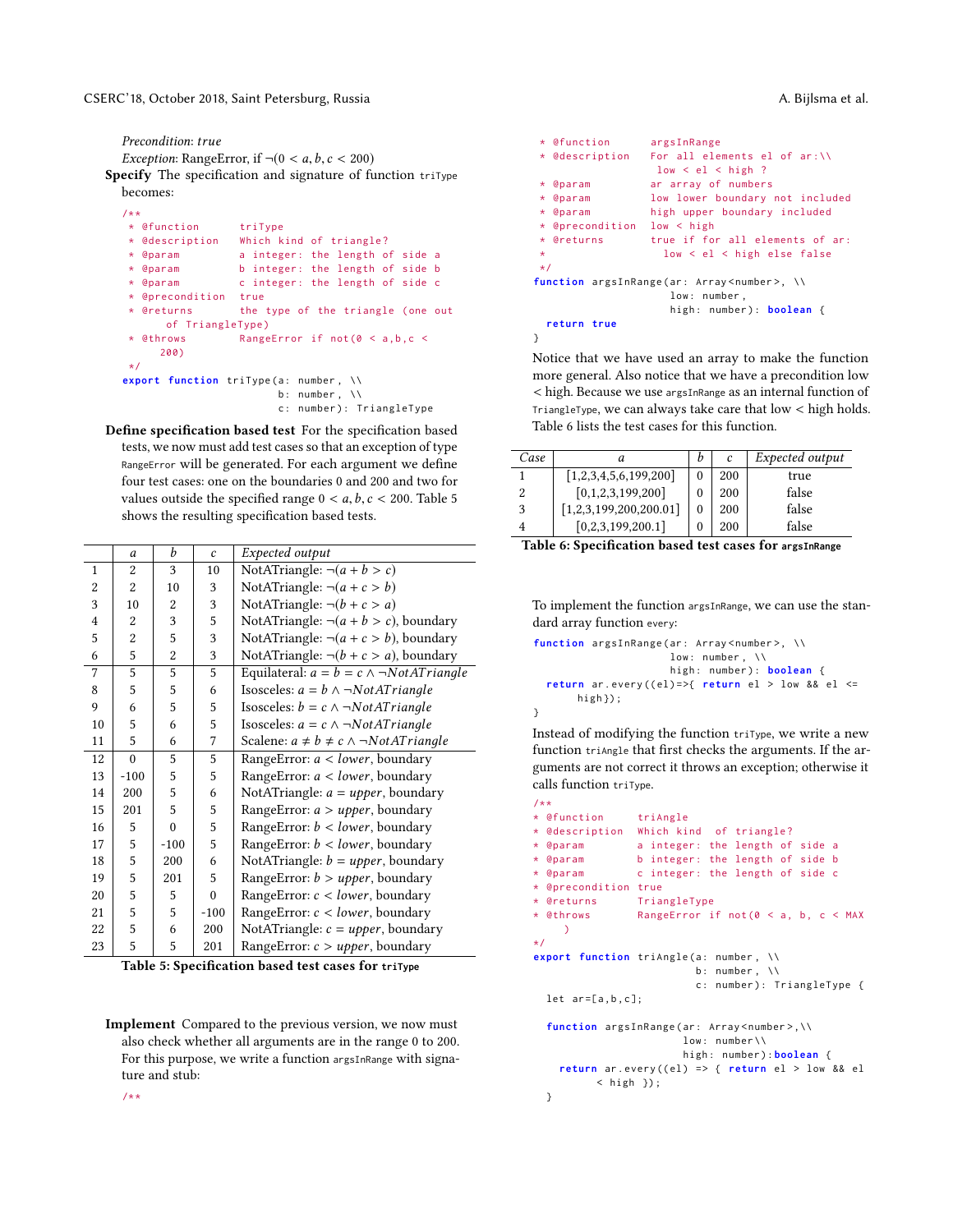*Precondition*: *true*
*Exception*: RangeError, if $\neg(0 < a, b, c < 200)$

**Specify** The specification and signature of function `triType` becomes:

```
/**
 * @function      triType
 * @description   Which kind of triangle?
 * @param         a integer: the length of side a
 * @param         b integer: the length of side b
 * @param         c integer: the length of side c
 * @precondition  true
 * @returns       the type of the triangle (one out
     of TriangleType)
 * @throws        RangeError if not(0 < a,b,c <
     200)
 */
export function triType(a: number, \\
                        b: number, \\
                        c: number): TriangleType
```

**Define specification based test** For the specification based tests, we now must add test cases so that an exception of type `RangeError` will be generated. For each argument we define four test cases: one on the boundaries 0 and 200 and two for values outside the specified range $0 < a, b, c < 200$. Table 5 shows the resulting specification based tests.

| | $a$ | $b$ | $c$ | *Expected output* |
|---|---|---|---|---|
| 1 | 2 | 3 | 10 | NotATriangle: $\neg(a + b > c)$ |
| 2 | 2 | 10 | 3 | NotATriangle: $\neg(a + c > b)$ |
| 3 | 10 | 2 | 3 | NotATriangle: $\neg(b + c > a)$ |
| 4 | 2 | 3 | 5 | NotATriangle: $\neg(a + b > c)$, boundary |
| 5 | 2 | 5 | 3 | NotATriangle: $\neg(a + c > b)$, boundary |
| 6 | 5 | 2 | 3 | NotATriangle: $\neg(b + c > a)$, boundary |
| 7 | 5 | 5 | 5 | Equilateral: $a = b = c \wedge \neg NotATriangle$ |
| 8 | 5 | 5 | 6 | Isosceles: $a = b \wedge \neg NotATriangle$ |
| 9 | 6 | 5 | 5 | Isosceles: $b = c \wedge \neg NotATriangle$ |
| 10 | 5 | 6 | 5 | Isosceles: $a = c \wedge \neg NotATriangle$ |
| 11 | 5 | 6 | 7 | Scalene: $a \neq b \neq c \wedge \neg NotATriangle$ |
| 12 | 0 | 5 | 5 | RangeError: $a < lower$, boundary |
| 13 | -100 | 5 | 5 | RangeError: $a < lower$, boundary |
| 14 | 200 | 5 | 6 | NotATriangle: $a = upper$, boundary |
| 15 | 201 | 5 | 5 | RangeError: $a > upper$, boundary |
| 16 | 5 | 0 | 5 | RangeError: $b < lower$, boundary |
| 17 | 5 | -100 | 5 | RangeError: $b < lower$, boundary |
| 18 | 5 | 200 | 6 | NotATriangle: $b = upper$, boundary |
| 19 | 5 | 201 | 5 | RangeError: $b > upper$, boundary |
| 20 | 5 | 5 | 0 | RangeError: $c < lower$, boundary |
| 21 | 5 | 5 | -100 | RangeError: $c < lower$, boundary |
| 22 | 5 | 6 | 200 | NotATriangle: $c = upper$, boundary |
| 23 | 5 | 5 | 201 | RangeError: $c > upper$, boundary |

**Table 5: Specification based test cases for `triType`**

**Implement** Compared to the previous version, we now must also check whether all arguments are in the range 0 to 200. For this purpose, we write a function `argsInRange` with signature and stub:

```
/**
 * @function      argsInRange
 * @description   For all elements el of ar:\\
                   low < el < high ?
 * @param         ar array of numbers
 * @param         low lower boundary not included
 * @param         high upper boundary included
 * @precondition  low < high
 * @returns       true if for all elements of ar:
 *                  low < el < high else false
 */
function argsInRange(ar: Array<number>, \\
                     low: number,
                     high: number): boolean {
  return true
}
```

Notice that we have used an array to make the function more general. Also notice that we have a precondition low < high. Because we use `argsInRange` as an internal function of `TriangleType`, we can always take care that low < high holds. Table 6 lists the test cases for this function.

| *Case* | $a$ | $b$ | $c$ | *Expected output* |
|---|---|---|---|---|
| 1 | [1,2,3,4,5,6,199,200] | 0 | 200 | true |
| 2 | [0,1,2,3,199,200] | 0 | 200 | false |
| 3 | [1,2,3,199,200,200.01] | 0 | 200 | false |
| 4 | [0,2,3,199,200.1] | 0 | 200 | false |

**Table 6: Specification based test cases for `argsInRange`**

To implement the function `argsInRange`, we can use the standard array function `every`:

```
function argsInRange(ar: Array<number>, \\
                     low: number, \\
                     high: number): boolean {
  return ar.every((el)=>{ return el > low && el <=
      high});
}
```

Instead of modifying the function `triType`, we write a new function `triAngle` that first checks the arguments. If the arguments are not correct it throws an exception; otherwise it calls function `triType`.

```
/**
* @function      triAngle
* @description   Which kind  of triangle?
* @param         a integer: the length of side a
* @param         b integer: the length of side b
* @param         c integer: the length of side c
* @precondition  true
* @returns       TriangleType
* @throws        RangeError if not(0 < a, b, c < MAX
    )
*/
export function triAngle(a: number, \\
                         b: number, \\
                         c: number): TriangleType {
  let ar=[a,b,c];

  function argsInRange(ar: Array<number>,\\
                       low: number\\
                       high: number):boolean {
    return ar.every((el) => { return el > low && el
         < high });
  }
```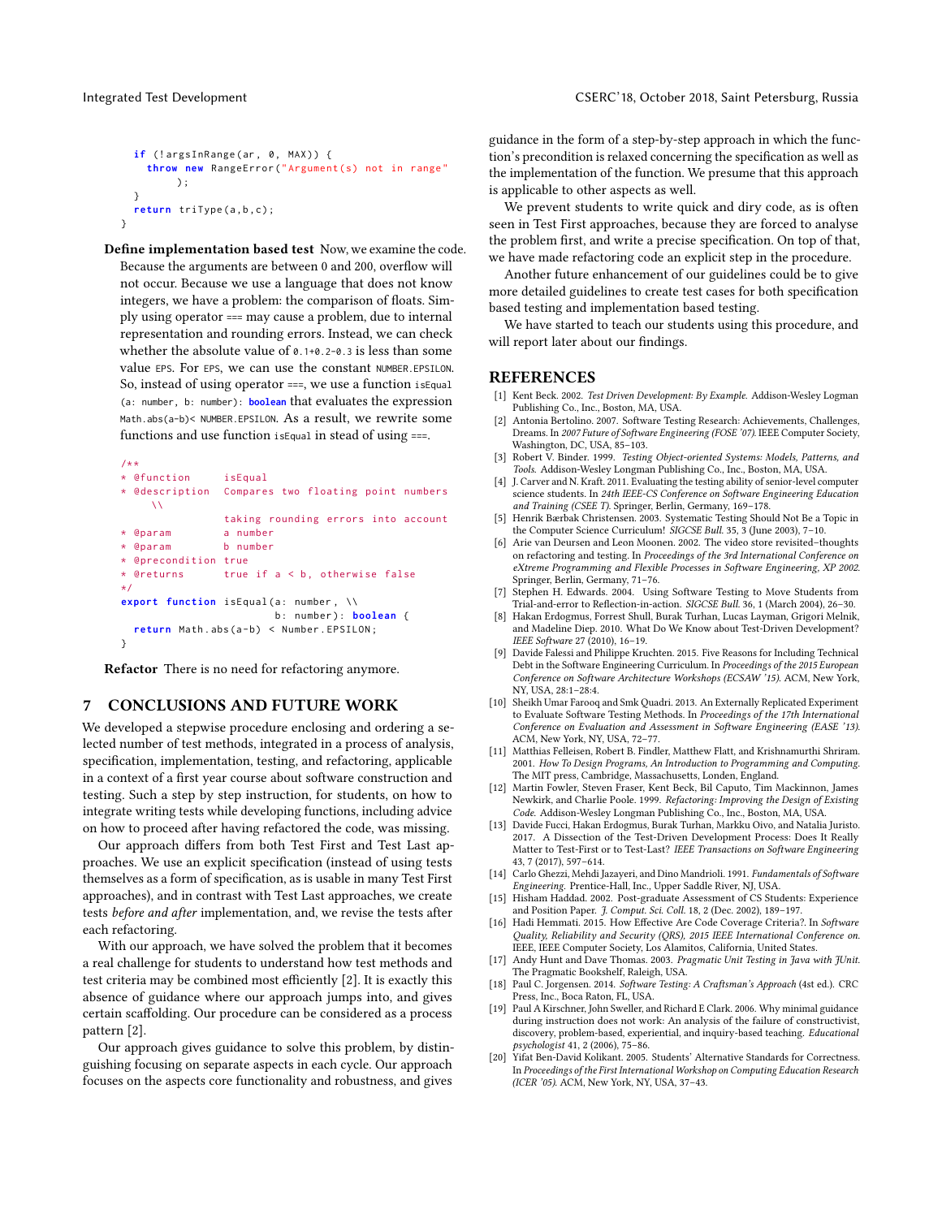```
  if (!argsInRange(ar, 0, MAX)) {
    throw new RangeError("Argument(s) not in range"
        );
  }
  return triType(a,b,c);
}
```

**Define implementation based test** Now, we examine the code. Because the arguments are between 0 and 200, overflow will not occur. Because we use a language that does not know integers, we have a problem: the comparison of floats. Simply using operator `===` may cause a problem, due to internal representation and rounding errors. Instead, we can check whether the absolute value of `0.1+0.2-0.3` is less than some value `EPS`. For `EPS`, we can use the constant `NUMBER.EPSILON`. So, instead of using operator `===`, we use a function `isEqual (a: number, b: number): boolean` that evaluates the expression `Math.abs(a-b)< NUMBER.EPSILON`. As a result, we rewrite some functions and use function `isEqual` in stead of using `===`.

```
/**
* @function      isEqual
* @description   Compares two floating point numbers
    \\
                 taking rounding errors into account
* @param         a number
* @param         b number
* @precondition  true
* @returns       true if a < b, otherwise false
*/
export function isEqual(a: number, \\
                        b: number): boolean {
  return Math.abs(a-b) < Number.EPSILON;
}
```

**Refactor** There is no need for refactoring anymore.

## 7 CONCLUSIONS AND FUTURE WORK

We developed a stepwise procedure enclosing and ordering a selected number of test methods, integrated in a process of analysis, specification, implementation, testing, and refactoring, applicable in a context of a first year course about software construction and testing. Such a step by step instruction, for students, on how to integrate writing tests while developing functions, including advice on how to proceed after having refactored the code, was missing.

Our approach differs from both Test First and Test Last approaches. We use an explicit specification (instead of using tests themselves as a form of specification, as is usable in many Test First approaches), and in contrast with Test Last approaches, we create tests *before and after* implementation, and, we revise the tests after each refactoring.

With our approach, we have solved the problem that it becomes a real challenge for students to understand how test methods and test criteria may be combined most efficiently [2]. It is exactly this absence of guidance where our approach jumps into, and gives certain scaffolding. Our procedure can be considered as a process pattern [2].

Our approach gives guidance to solve this problem, by distinguishing focusing on separate aspects in each cycle. Our approach focuses on the aspects core functionality and robustness, and gives guidance in the form of a step-by-step approach in which the function's precondition is relaxed concerning the specification as well as the implementation of the function. We presume that this approach is applicable to other aspects as well.

We prevent students to write quick and diry code, as is often seen in Test First approaches, because they are forced to analyse the problem first, and write a precise specification. On top of that, we have made refactoring code an explicit step in the procedure.

Another future enhancement of our guidelines could be to give more detailed guidelines to create test cases for both specification based testing and implementation based testing.

We have started to teach our students using this procedure, and will report later about our findings.

## REFERENCES

[1] Kent Beck. 2002. *Test Driven Development: By Example.* Addison-Wesley Logman Publishing Co., Inc., Boston, MA, USA.

[2] Antonia Bertolino. 2007. Software Testing Research: Achievements, Challenges, Dreams. In *2007 Future of Software Engineering (FOSE '07).* IEEE Computer Society, Washington, DC, USA, 85–103.

[3] Robert V. Binder. 1999. *Testing Object-oriented Systems: Models, Patterns, and Tools.* Addison-Wesley Longman Publishing Co., Inc., Boston, MA, USA.

[4] J. Carver and N. Kraft. 2011. Evaluating the testing ability of senior-level computer science students. In *24th IEEE-CS Conference on Software Engineering Education and Training (CSEE T).* Springer, Berlin, Germany, 169–178.

[5] Henrik Bærbak Christensen. 2003. Systematic Testing Should Not Be a Topic in the Computer Science Curriculum! *SIGCSE Bull.* 35, 3 (June 2003), 7–10.

[6] Arie van Deursen and Leon Moonen. 2002. The video store revisited–thoughts on refactoring and testing. In *Proceedings of the 3rd International Conference on eXtreme Programming and Flexible Processes in Software Engineering, XP 2002.* Springer, Berlin, Germany, 71–76.

[7] Stephen H. Edwards. 2004. Using Software Testing to Move Students from Trial-and-error to Reflection-in-action. *SIGCSE Bull.* 36, 1 (March 2004), 26–30.

[8] Hakan Erdogmus, Forrest Shull, Burak Turhan, Lucas Layman, Grigori Melnik, and Madeline Diep. 2010. What Do We Know about Test-Driven Development? *IEEE Software* 27 (2010), 16–19.

[9] Davide Falessi and Philippe Kruchten. 2015. Five Reasons for Including Technical Debt in the Software Engineering Curriculum. In *Proceedings of the 2015 European Conference on Software Architecture Workshops (ECSAW '15).* ACM, New York, NY, USA, 28:1–28:4.

[10] Sheikh Umar Farooq and Smk Quadri. 2013. An Externally Replicated Experiment to Evaluate Software Testing Methods. In *Proceedings of the 17th International Conference on Evaluation and Assessment in Software Engineering (EASE '13).* ACM, New York, NY, USA, 72–77.

[11] Matthias Felleisen, Robert B. Findler, Matthew Flatt, and Krishnamurthi Shriram. 2001. *How To Design Programs, An Introduction to Programming and Computing.* The MIT press, Cambridge, Massachusetts, Londen, England.

[12] Martin Fowler, Steven Fraser, Kent Beck, Bil Caputo, Tim Mackinnon, James Newkirk, and Charlie Poole. 1999. *Refactoring: Improving the Design of Existing Code.* Addison-Wesley Longman Publishing Co., Inc., Boston, MA, USA.

[13] Davide Fucci, Hakan Erdogmus, Burak Turhan, Markku Oivo, and Natalia Juristo. 2017. A Dissection of the Test-Driven Development Process: Does It Really Matter to Test-First or to Test-Last? *IEEE Transactions on Software Engineering* 43, 7 (2017), 597–614.

[14] Carlo Ghezzi, Mehdi Jazayeri, and Dino Mandrioli. 1991. *Fundamentals of Software Engineering.* Prentice-Hall, Inc., Upper Saddle River, NJ, USA.

[15] Hisham Haddad. 2002. Post-graduate Assessment of CS Students: Experience and Position Paper. *J. Comput. Sci. Coll.* 18, 2 (Dec. 2002), 189–197.

[16] Hadi Hemmati. 2015. How Effective Are Code Coverage Criteria?. In *Software Quality, Reliability and Security (QRS), 2015 IEEE International Conference on.* IEEE, IEEE Computer Society, Los Alamitos, California, United States.

[17] Andy Hunt and Dave Thomas. 2003. *Pragmatic Unit Testing in Java with JUnit.* The Pragmatic Bookshelf, Raleigh, USA.

[18] Paul C. Jorgensen. 2014. *Software Testing: A Craftsman's Approach* (4st ed.). CRC Press, Inc., Boca Raton, FL, USA.

[19] Paul A Kirschner, John Sweller, and Richard E Clark. 2006. Why minimal guidance during instruction does not work: An analysis of the failure of constructivist, discovery, problem-based, experiential, and inquiry-based teaching. *Educational psychologist* 41, 2 (2006), 75–86.

[20] Yifat Ben-David Kolikant. 2005. Students' Alternative Standards for Correctness. In *Proceedings of the First International Workshop on Computing Education Research (ICER '05).* ACM, New York, NY, USA, 37–43.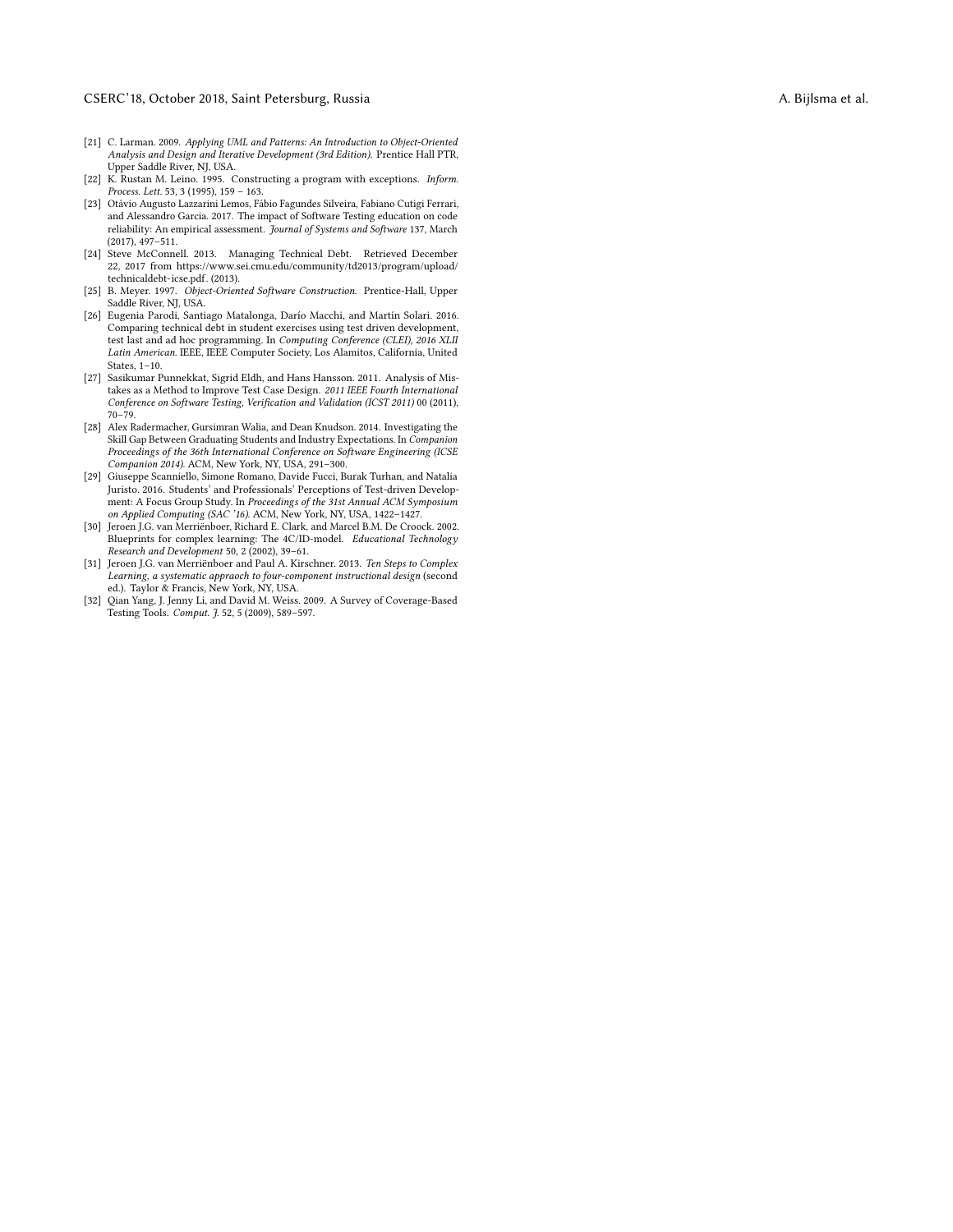- [21] C. Larman. 2009. *Applying UML and Patterns: An Introduction to Object-Oriented Analysis and Design and Iterative Development (3rd Edition).* Prentice Hall PTR, Upper Saddle River, NJ, USA.
- [22] K. Rustan M. Leino. 1995. Constructing a program with exceptions. *Inform. Process. Lett.* 53, 3 (1995), 159 – 163.
- [23] Otávio Augusto Lazzarini Lemos, Fábio Fagundes Silveira, Fabiano Cutigi Ferrari, and Alessandro Garcia. 2017. The impact of Software Testing education on code reliability: An empirical assessment. *Journal of Systems and Software* 137, March (2017), 497–511.
- [24] Steve McConnell. 2013. Managing Technical Debt. Retrieved December 22, 2017 from https://www.sei.cmu.edu/community/td2013/program/upload/technicaldebt-icse.pdf. (2013).
- [25] B. Meyer. 1997. *Object-Oriented Software Construction*. Prentice-Hall, Upper Saddle River, NJ, USA.
- [26] Eugenia Parodi, Santiago Matalonga, Darío Macchi, and Martín Solari. 2016. Comparing technical debt in student exercises using test driven development, test last and ad hoc programming. In *Computing Conference (CLEI), 2016 XLII Latin American*. IEEE, IEEE Computer Society, Los Alamitos, California, United States, 1–10.
- [27] Sasikumar Punnekkat, Sigrid Eldh, and Hans Hansson. 2011. Analysis of Mistakes as a Method to Improve Test Case Design. *2011 IEEE Fourth International Conference on Software Testing, Verification and Validation (ICST 2011)* 00 (2011), 70–79.
- [28] Alex Radermacher, Gursimran Walia, and Dean Knudson. 2014. Investigating the Skill Gap Between Graduating Students and Industry Expectations. In *Companion Proceedings of the 36th International Conference on Software Engineering (ICSE Companion 2014)*. ACM, New York, NY, USA, 291–300.
- [29] Giuseppe Scanniello, Simone Romano, Davide Fucci, Burak Turhan, and Natalia Juristo. 2016. Students' and Professionals' Perceptions of Test-driven Development: A Focus Group Study. In *Proceedings of the 31st Annual ACM Symposium on Applied Computing (SAC '16)*. ACM, New York, NY, USA, 1422–1427.
- [30] Jeroen J.G. van Merriënboer, Richard E. Clark, and Marcel B.M. De Croock. 2002. Blueprints for complex learning: The 4C/ID-model. *Educational Technology Research and Development* 50, 2 (2002), 39–61.
- [31] Jeroen J.G. van Merriënboer and Paul A. Kirschner. 2013. *Ten Steps to Complex Learning, a systematic appraoch to four-component instructional design* (second ed.). Taylor & Francis, New York, NY, USA.
- [32] Qian Yang, J. Jenny Li, and David M. Weiss. 2009. A Survey of Coverage-Based Testing Tools. *Comput. J.* 52, 5 (2009), 589–597.